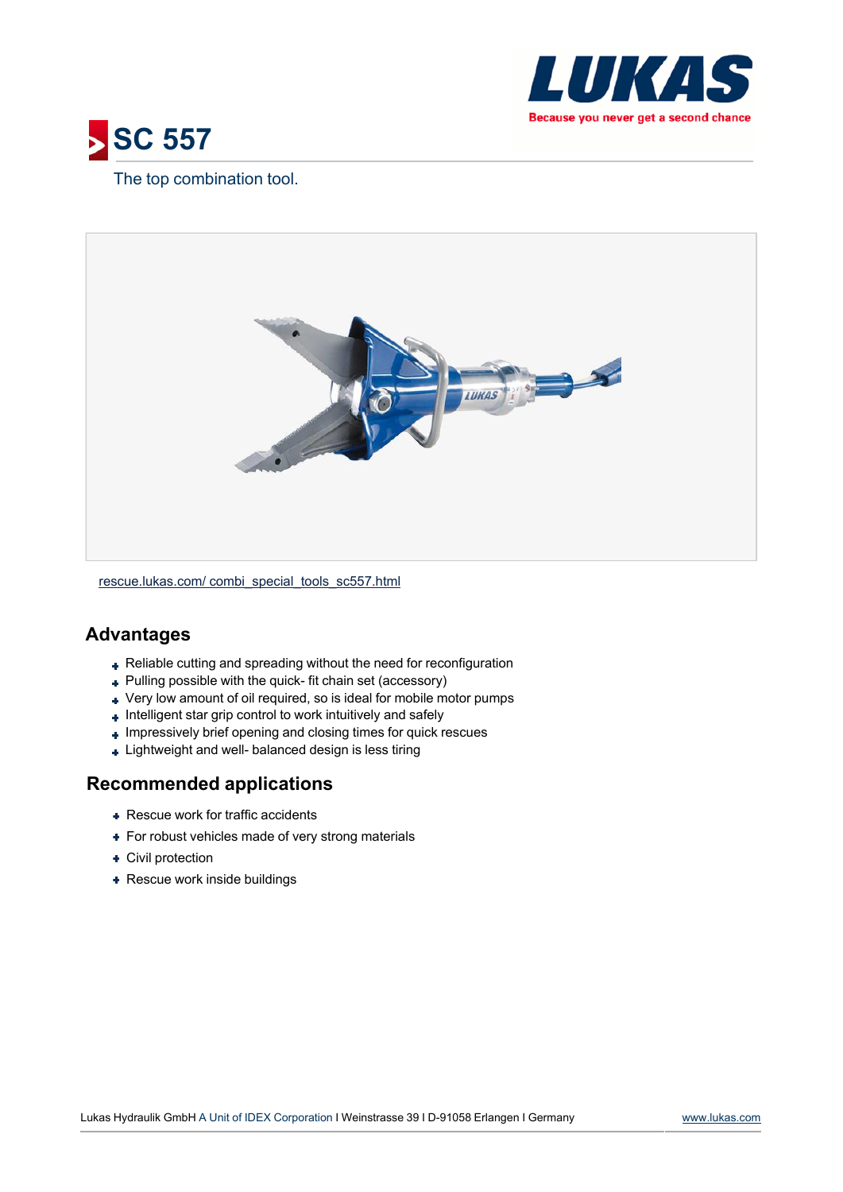# SC 557

The top combination tool.

rescue.lukas.com/ combi_special_tools_sc557.html

## Advantages

- Reliable cutting and spreading without the need for reconfiguration
- Pulling possible with the quick- fit chain set (accessory)
- Very low amount of oil required, so is ideal for mobile motor pumps
- Intelligent star grip control to work intuitively and safely
- Impressively brief opening and closing times for quick rescues
- Lightweight and well- balanced design is less tiring

## Recommended applications

- Rescue work for traffic accidents
- For robust vehicles made of very strong materials
- Civil protection
- Rescue work inside buildings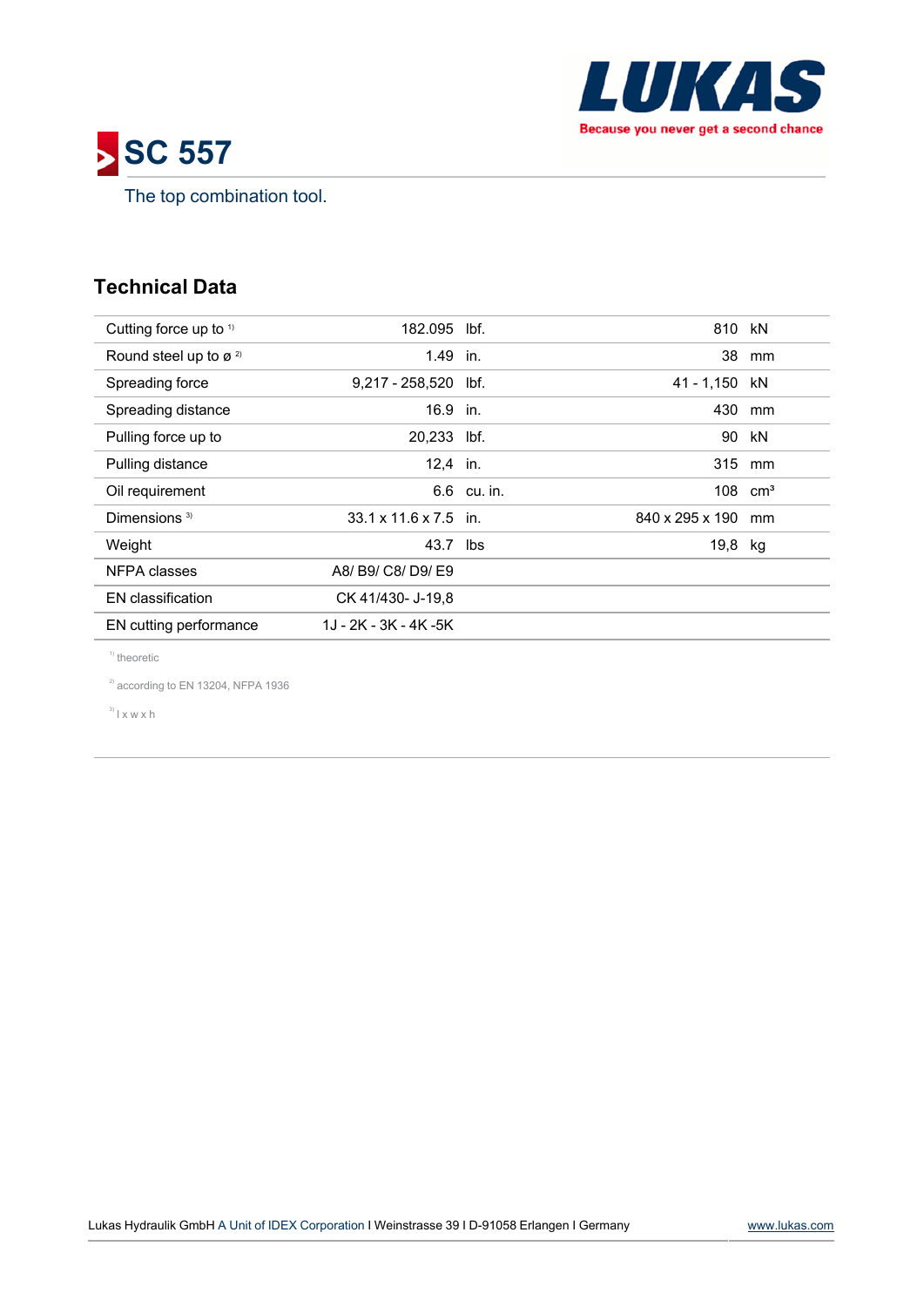# SC 557

The top combination tool.

## Technical Data

| | | | | |
|---|---|---|---|---|
| Cutting force up to [1] | 182.095 | lbf. | 810 | kN |
| Round steel up to ø [2] | 1.49 | in. | 38 | mm |
| Spreading force | 9,217 - 258,520 | lbf. | 41 - 1,150 | kN |
| Spreading distance | 16.9 | in. | 430 | mm |
| Pulling force up to | 20,233 | lbf. | 90 | kN |
| Pulling distance | 12,4 | in. | 315 | mm |
| Oil requirement | 6.6 | cu. in. | 108 | cm³ |
| Dimensions [3] | 33.1 x 11.6 x 7.5 | in. | 840 x 295 x 190 | mm |
| Weight | 43.7 | lbs | 19,8 | kg |
| NFPA classes | A8/ B9/ C8/ D9/ E9 | | | |
| EN classification | CK 41/430- J-19,8 | | | |
| EN cutting performance | 1J - 2K - 3K - 4K -5K | | | |

[1] theoretic

[2] according to EN 13204, NFPA 1936

[3] l x w x h

Lukas Hydraulik GmbH A Unit of IDEX Corporation I Weinstrasse 39 I D-91058 Erlangen I Germany www.lukas.com